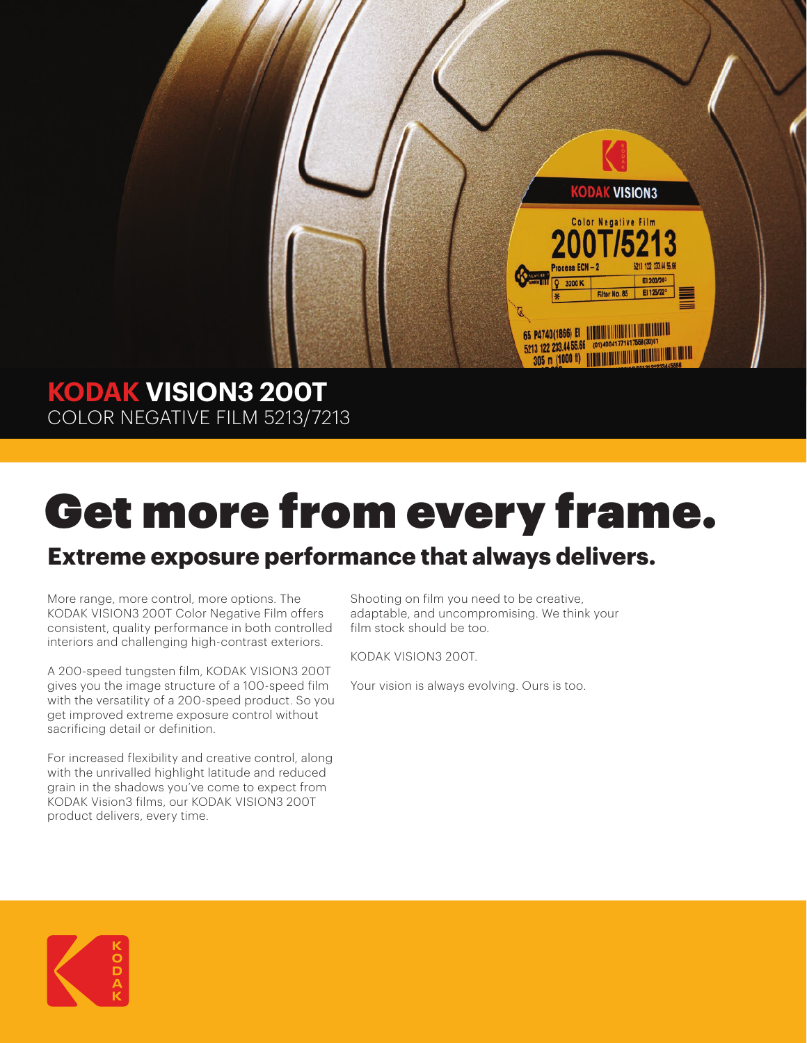# KODAK VISION3 200T

COLOR NEGATIVE FILM 5213/7213

# Get more from every frame.

## Extreme exposure performance that always delivers.

More range, more control, more options. The KODAK VISION3 200T Color Negative Film offers consistent, quality performance in both controlled interiors and challenging high-contrast exteriors.

A 200-speed tungsten film, KODAK VISION3 200T gives you the image structure of a 100-speed film with the versatility of a 200-speed product. So you get improved extreme exposure control without sacrificing detail or definition.

For increased flexibility and creative control, along with the unrivalled highlight latitude and reduced grain in the shadows you've come to expect from KODAK Vision3 films, our KODAK VISION3 200T product delivers, every time.

Shooting on film you need to be creative, adaptable, and uncompromising. We think your film stock should be too.

KODAK VISION3 200T.

Your vision is always evolving. Ours is too.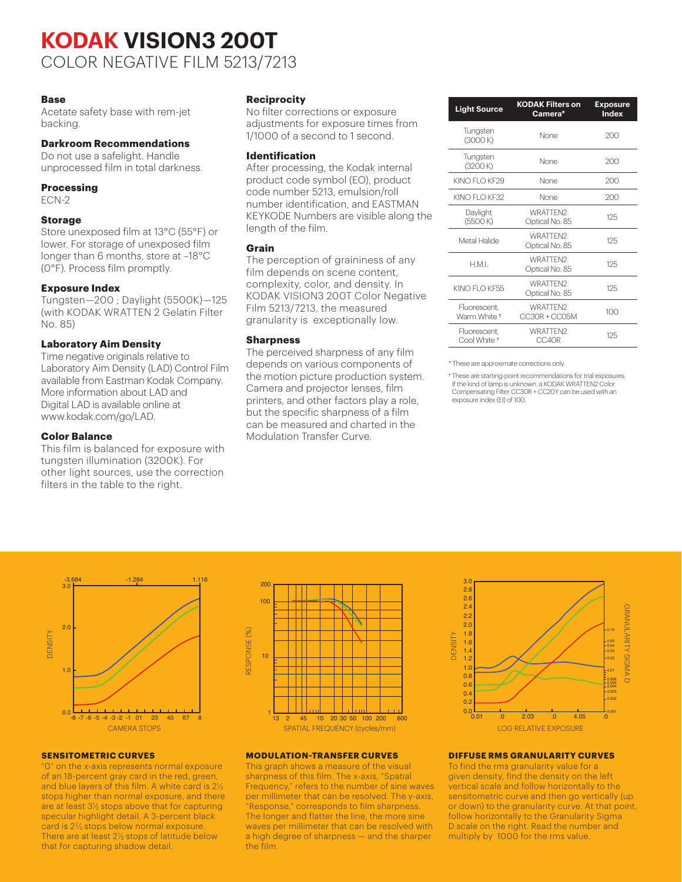# KODAK VISION3 200T

## COLOR NEGATIVE FILM 5213/7213

**Base**
Acetate safety base with rem-jet backing.

**Darkroom Recommendations**
Do not use a safelight. Handle unprocessed film in total darkness.

**Processing**
ECN-2

**Storage**
Store unexposed film at 13°C (55°F) or lower. For storage of unexposed film longer than 6 months, store at –18°C (0°F). Process film promptly.

**Exposure Index**
Tungsten—200 ; Daylight (5500K)—125 (with KODAK WRATTEN 2 Gelatin Filter No. 85)

**Laboratory Aim Density**
Time negative originals relative to Laboratory Aim Density (LAD) Control Film available from Eastman Kodak Company. More information about LAD and Digital LAD is available online at www.kodak.com/go/LAD.

**Color Balance**
This film is balanced for exposure with tungsten illumination (3200K). For other light sources, use the correction filters in the table to the right.

**Reciprocity**
No filter corrections or exposure adjustments for exposure times from 1/1000 of a second to 1 second.

**Identification**
After processing, the Kodak internal product code symbol (EO), product code number 5213, emulsion/roll number identification, and EASTMAN KEYKODE Numbers are visible along the length of the film.

**Grain**
The perception of graininess of any film depends on scene content, complexity, color, and density. In KODAK VISION3 200T Color Negative Film 5213/7213, the measured granularity is exceptionally low.

**Sharpness**
The perceived sharpness of any film depends on various components of the motion picture production system. Camera and projector lenses, film printers, and other factors play a role, but the specific sharpness of a film can be measured and charted in the Modulation Transfer Curve.

| Light Source | KODAK Filters on Camera* | Exposure Index |
|---|---|---|
| Tungsten (3000 K) | None | 200 |
| Tungsten (3200 K) | None | 200 |
| KINO FLO KF29 | None | 200 |
| KINO FLO KF32 | None | 200 |
| Daylight (5500 K) | WRATTEN2 Optical No. 85 | 125 |
| Metal Halide | WRATTEN2 Optical No. 85 | 125 |
| H.M.I. | WRATTEN2 Optical No. 85 | 125 |
| KINO FLO KF55 | WRATTEN2 Optical No. 85 | 125 |
| Fluorescent, Warm White † | WRATTEN2 CC30R + CC05M | 100 |
| Fluorescent, Cool White † | WRATTEN2 CC40R | 125 |

\* These are approximate corrections only.

† These are starting-point recommendations for trial exposures. If the kind of lamp is unknown, a KODAK WRATTEN2 Color Compensating Filter CC30R + CC20Y can be used with an exposure index (EI) of 100.

**SENSITOMETRIC CURVES**
"0" on the x-axis represents normal exposure of an 18-percent gray card in the red, green, and blue layers of this film. A white card is 2⅓ stops higher than normal exposure, and there are at least 3½ stops above that for capturing specular highlight detail. A 3-percent black card is 2⅔ stops below normal exposure. There are at least 2½ stops of latitude below that for capturing shadow detail.

**MODULATION-TRANSFER CURVES**
This graph shows a measure of the visual sharpness of this film. The x-axis, "Spatial Frequency," refers to the number of sine waves per millimeter that can be resolved. The y-axis, "Response," corresponds to film sharpness. The longer and flatter the line, the more sine waves per millimeter that can be resolved with a high degree of sharpness — and the sharper the film.

**DIFFUSE RMS GRANULARITY CURVES**
To find the rms granularity value for a given density, find the density on the left vertical scale and follow horizontally to the sensitometric curve and then go vertically (up or down) to the granularity curve. At that point, follow horizontally to the Granularity Sigma D scale on the right. Read the number and multiply by 1000 for the rms value.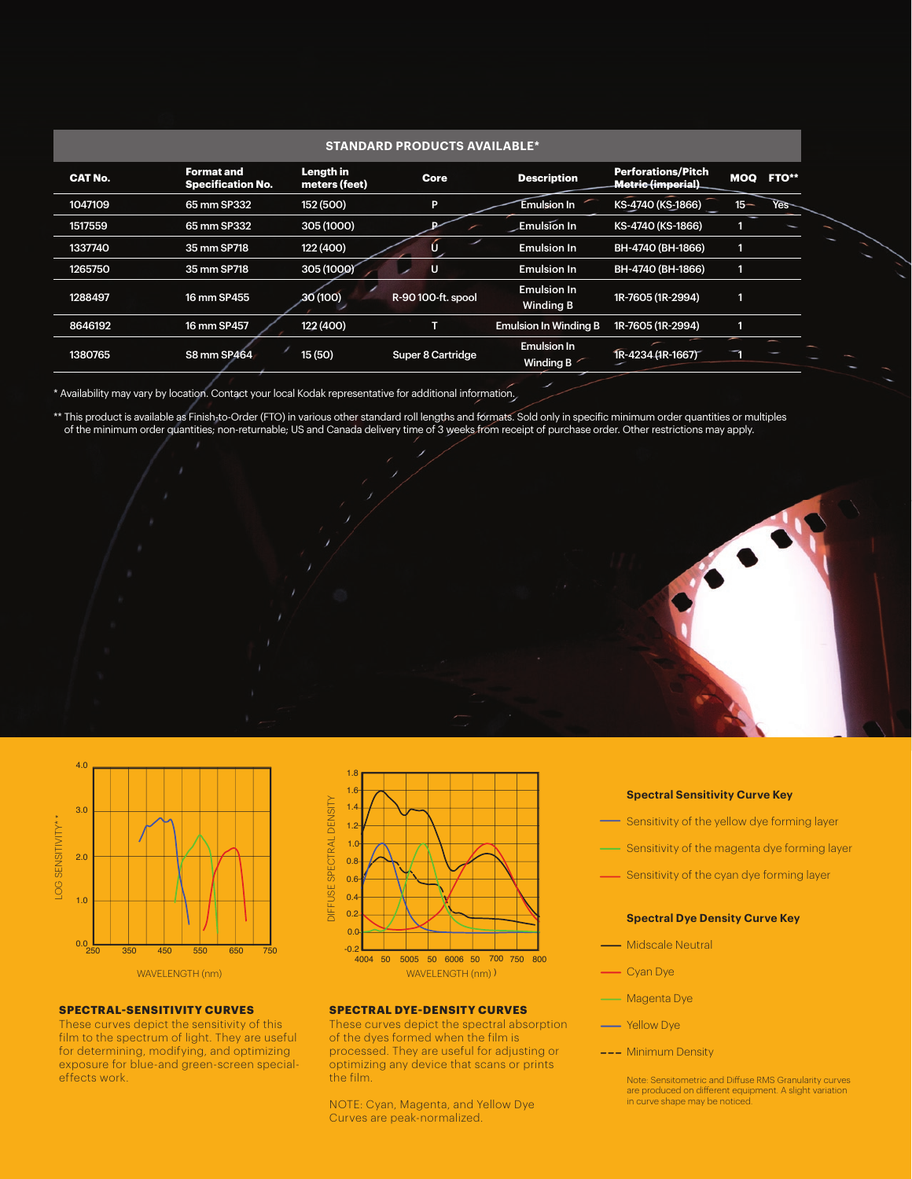## STANDARD PRODUCTS AVAILABLE*

| CAT No. | Format and Specification No. | Length in meters (feet) | Core | Description | Perforations/Pitch Metric (imperial) | MOQ | FTO** |
|---|---|---|---|---|---|---|---|
| 1047109 | 65 mm SP332 | 152 (500) | P | Emulsion In | KS-4740 (KS-1866) | 15 | Yes |
| 1517559 | 65 mm SP332 | 305 (1000) | P | Emulsion In | KS-4740 (KS-1866) | 1 | |
| 1337740 | 35 mm SP718 | 122 (400) | U | Emulsion In | BH-4740 (BH-1866) | 1 | |
| 1265750 | 35 mm SP718 | 305 (1000) | U | Emulsion In | BH-4740 (BH-1866) | 1 | |
| 1288497 | 16 mm SP455 | 30 (100) | R-90 100-ft. spool | Emulsion In Winding B | 1R-7605 (1R-2994) | 1 | |
| 8646192 | 16 mm SP457 | 122 (400) | T | Emulsion In Winding B | 1R-7605 (1R-2994) | 1 | |
| 1380765 | S8 mm SP464 | 15 (50) | Super 8 Cartridge | Emulsion In Winding B | 1R-4234 (1R-1667) | 1 | |

\* Availability may vary by location. Contact your local Kodak representative for additional information.

\*\* This product is available as Finish-to-Order (FTO) in various other standard roll lengths and formats. Sold only in specific minimum order quantities or multiples of the minimum order quantities; non-returnable; US and Canada delivery time of 3 weeks from receipt of purchase order. Other restrictions may apply.

### SPECTRAL-SENSITIVITY CURVES

These curves depict the sensitivity of this film to the spectrum of light. They are useful for determining, modifying, and optimizing exposure for blue-and green-screen special-effects work.

### SPECTRAL DYE-DENSITY CURVES

These curves depict the spectral absorption of the dyes formed when the film is processed. They are useful for adjusting or optimizing any device that scans or prints the film.

NOTE: Cyan, Magenta, and Yellow Dye Curves are peak-normalized.

**Spectral Sensitivity Curve Key**

- Sensitivity of the yellow dye forming layer
- Sensitivity of the magenta dye forming layer
- Sensitivity of the cyan dye forming layer

**Spectral Dye Density Curve Key**

- Midscale Neutral
- Cyan Dye
- Magenta Dye
- Yellow Dye
- Minimum Density

Note: Sensitometric and Diffuse RMS Granularity curves are produced on different equipment. A slight variation in curve shape may be noticed.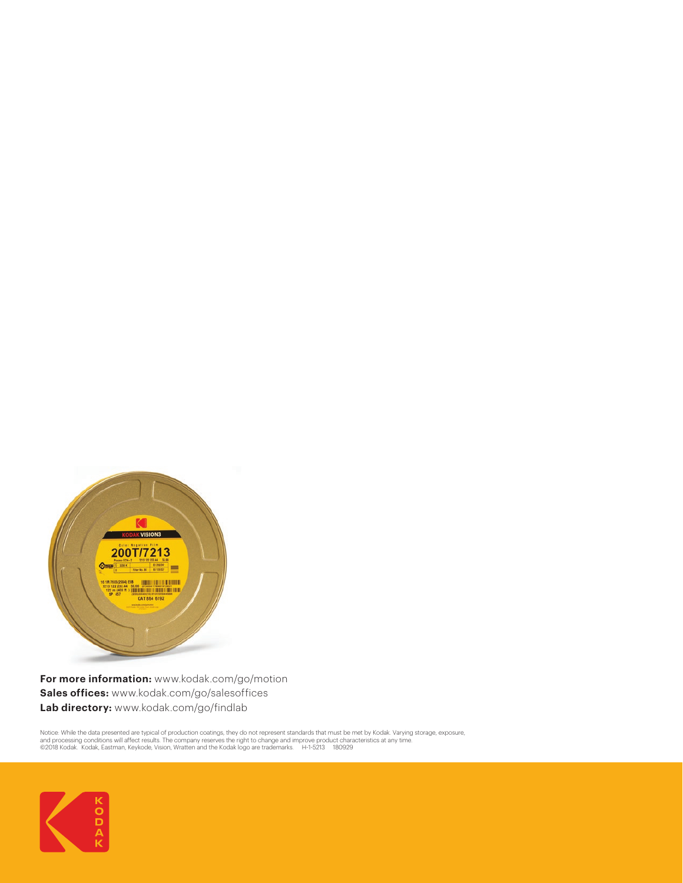**For more information:** www.kodak.com/go/motion
**Sales offices:** www.kodak.com/go/salesoffices
**Lab directory:** www.kodak.com/go/findlab

Notice: While the data presented are typical of production coatings, they do not represent standards that must be met by Kodak. Varying storage, exposure, and processing conditions will affect results. The company reserves the right to change and improve product characteristics at any time.
©2018 Kodak. Kodak, Eastman, Keykode, Vision, Wratten and the Kodak logo are trademarks. H-1-5213 180929